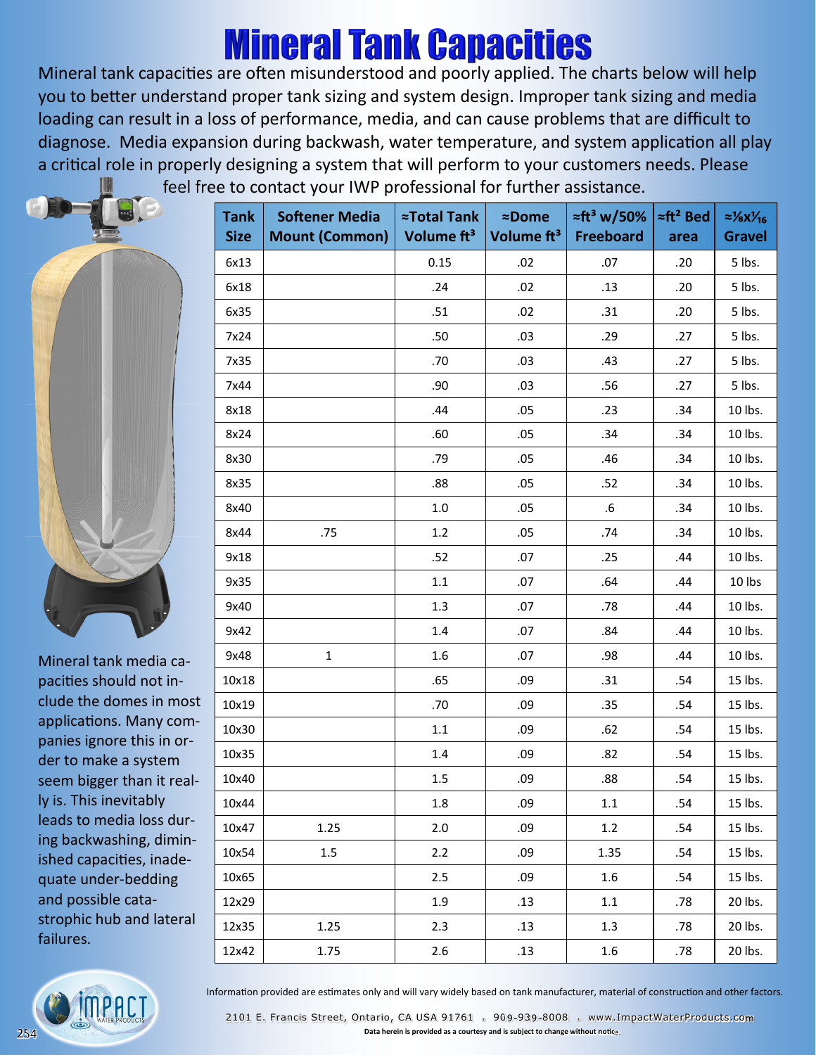# Mineral Tank Capacities

Mineral tank capacities are often misunderstood and poorly applied. The charts below will help you to better understand proper tank sizing and system design. Improper tank sizing and media loading can result in a loss of performance, media, and can cause problems that are difficult to diagnose. Media expansion during backwash, water temperature, and system application all play a critical role in properly designing a system that will perform to your customers needs. Please feel free to contact your IWP professional for further assistance.

| Tank Size | Softener Media Mount (Common) | ≈Total Tank Volume $ft^3$ | ≈Dome Volume $ft^3$ | ≈$ft^3$ w/50% Freeboard | ≈$ft^2$ Bed area | ≈⅛x1/16 Gravel |
|---|---|---|---|---|---|---|
| 6x13 | | 0.15 | .02 | .07 | .20 | 5 lbs. |
| 6x18 | | .24 | .02 | .13 | .20 | 5 lbs. |
| 6x35 | | .51 | .02 | .31 | .20 | 5 lbs. |
| 7x24 | | .50 | .03 | .29 | .27 | 5 lbs. |
| 7x35 | | .70 | .03 | .43 | .27 | 5 lbs. |
| 7x44 | | .90 | .03 | .56 | .27 | 5 lbs. |
| 8x18 | | .44 | .05 | .23 | .34 | 10 lbs. |
| 8x24 | | .60 | .05 | .34 | .34 | 10 lbs. |
| 8x30 | | .79 | .05 | .46 | .34 | 10 lbs. |
| 8x35 | | .88 | .05 | .52 | .34 | 10 lbs. |
| 8x40 | | 1.0 | .05 | .6 | .34 | 10 lbs. |
| 8x44 | .75 | 1.2 | .05 | .74 | .34 | 10 lbs. |
| 9x18 | | .52 | .07 | .25 | .44 | 10 lbs. |
| 9x35 | | 1.1 | .07 | .64 | .44 | 10 lbs |
| 9x40 | | 1.3 | .07 | .78 | .44 | 10 lbs. |
| 9x42 | | 1.4 | .07 | .84 | .44 | 10 lbs. |
| 9x48 | 1 | 1.6 | .07 | .98 | .44 | 10 lbs. |
| 10x18 | | .65 | .09 | .31 | .54 | 15 lbs. |
| 10x19 | | .70 | .09 | .35 | .54 | 15 lbs. |
| 10x30 | | 1.1 | .09 | .62 | .54 | 15 lbs. |
| 10x35 | | 1.4 | .09 | .82 | .54 | 15 lbs. |
| 10x40 | | 1.5 | .09 | .88 | .54 | 15 lbs. |
| 10x44 | | 1.8 | .09 | 1.1 | .54 | 15 lbs. |
| 10x47 | 1.25 | 2.0 | .09 | 1.2 | .54 | 15 lbs. |
| 10x54 | 1.5 | 2.2 | .09 | 1.35 | .54 | 15 lbs. |
| 10x65 | | 2.5 | .09 | 1.6 | .54 | 15 lbs. |
| 12x29 | | 1.9 | .13 | 1.1 | .78 | 20 lbs. |
| 12x35 | 1.25 | 2.3 | .13 | 1.3 | .78 | 20 lbs. |
| 12x42 | 1.75 | 2.6 | .13 | 1.6 | .78 | 20 lbs. |

Mineral tank media capacities should not include the domes in most applications. Many companies ignore this in order to make a system seem bigger than it really is. This inevitably leads to media loss during backwashing, diminished capacities, inadequate under-bedding and possible catastrophic hub and lateral failures.

Information provided are estimates only and will vary widely based on tank manufacturer, material of construction and other factors.

2101 E. Francis Street, Ontario, CA USA 91761 . 909-939-8008 . www.ImpactWaterProducts.com

Data herein is provided as a courtesy and is subject to change without notice.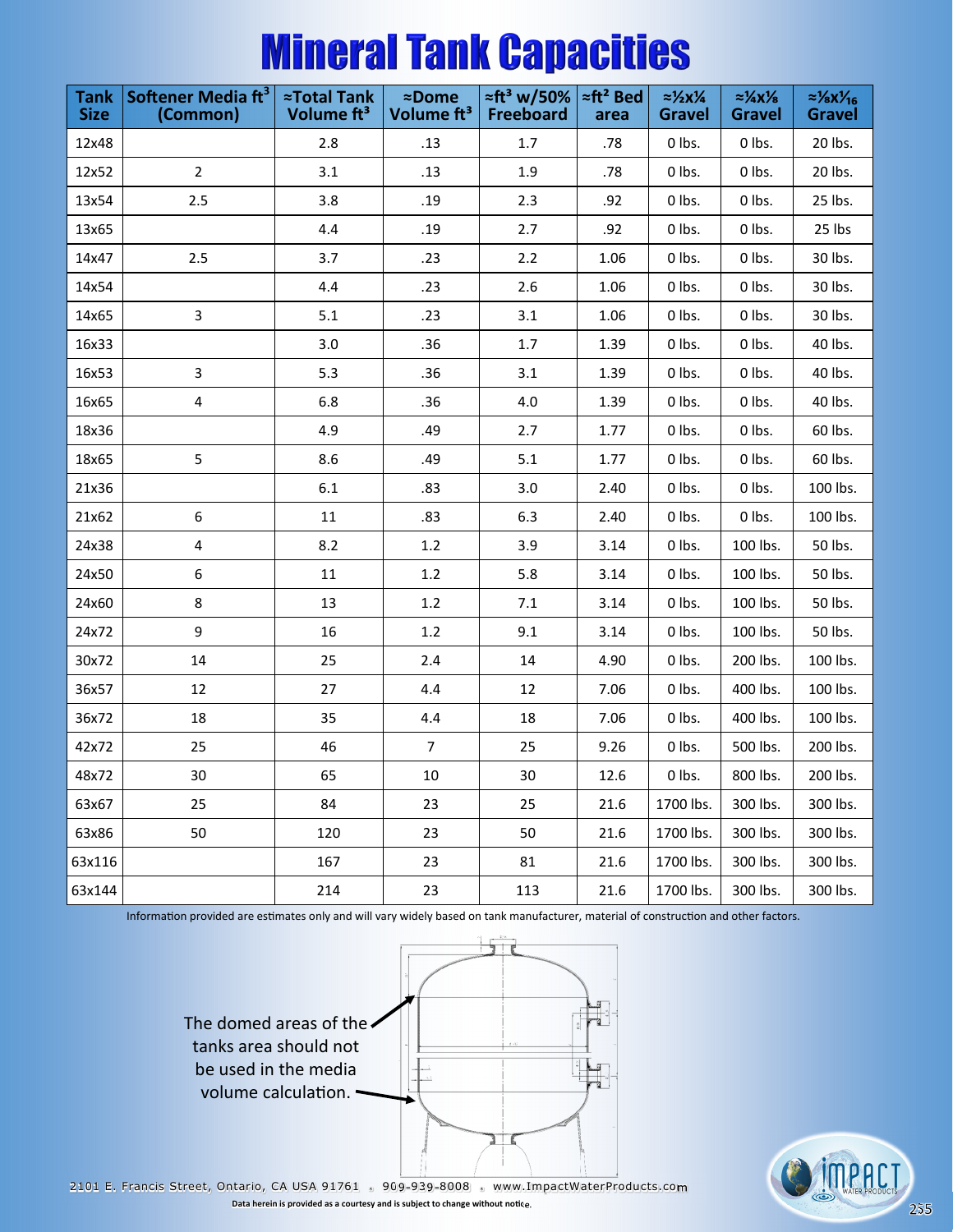# Mineral Tank Capacities

| Tank Size | Softener Media $ft^3$ (Common) | ≈Total Tank Volume $ft^3$ | ≈Dome Volume $ft^3$ | ≈$ft^3$ w/50% Freeboard | ≈$ft^2$ Bed area | ≈½x¼ Gravel | ≈¼x⅛ Gravel | ≈⅛x$\frac{1}{16}$ Gravel |
|---|---|---|---|---|---|---|---|---|
| 12x48 | | 2.8 | .13 | 1.7 | .78 | 0 lbs. | 0 lbs. | 20 lbs. |
| 12x52 | 2 | 3.1 | .13 | 1.9 | .78 | 0 lbs. | 0 lbs. | 20 lbs. |
| 13x54 | 2.5 | 3.8 | .19 | 2.3 | .92 | 0 lbs. | 0 lbs. | 25 lbs. |
| 13x65 | | 4.4 | .19 | 2.7 | .92 | 0 lbs. | 0 lbs. | 25 lbs |
| 14x47 | 2.5 | 3.7 | .23 | 2.2 | 1.06 | 0 lbs. | 0 lbs. | 30 lbs. |
| 14x54 | | 4.4 | .23 | 2.6 | 1.06 | 0 lbs. | 0 lbs. | 30 lbs. |
| 14x65 | 3 | 5.1 | .23 | 3.1 | 1.06 | 0 lbs. | 0 lbs. | 30 lbs. |
| 16x33 | | 3.0 | .36 | 1.7 | 1.39 | 0 lbs. | 0 lbs. | 40 lbs. |
| 16x53 | 3 | 5.3 | .36 | 3.1 | 1.39 | 0 lbs. | 0 lbs. | 40 lbs. |
| 16x65 | 4 | 6.8 | .36 | 4.0 | 1.39 | 0 lbs. | 0 lbs. | 40 lbs. |
| 18x36 | | 4.9 | .49 | 2.7 | 1.77 | 0 lbs. | 0 lbs. | 60 lbs. |
| 18x65 | 5 | 8.6 | .49 | 5.1 | 1.77 | 0 lbs. | 0 lbs. | 60 lbs. |
| 21x36 | | 6.1 | .83 | 3.0 | 2.40 | 0 lbs. | 0 lbs. | 100 lbs. |
| 21x62 | 6 | 11 | .83 | 6.3 | 2.40 | 0 lbs. | 0 lbs. | 100 lbs. |
| 24x38 | 4 | 8.2 | 1.2 | 3.9 | 3.14 | 0 lbs. | 100 lbs. | 50 lbs. |
| 24x50 | 6 | 11 | 1.2 | 5.8 | 3.14 | 0 lbs. | 100 lbs. | 50 lbs. |
| 24x60 | 8 | 13 | 1.2 | 7.1 | 3.14 | 0 lbs. | 100 lbs. | 50 lbs. |
| 24x72 | 9 | 16 | 1.2 | 9.1 | 3.14 | 0 lbs. | 100 lbs. | 50 lbs. |
| 30x72 | 14 | 25 | 2.4 | 14 | 4.90 | 0 lbs. | 200 lbs. | 100 lbs. |
| 36x57 | 12 | 27 | 4.4 | 12 | 7.06 | 0 lbs. | 400 lbs. | 100 lbs. |
| 36x72 | 18 | 35 | 4.4 | 18 | 7.06 | 0 lbs. | 400 lbs. | 100 lbs. |
| 42x72 | 25 | 46 | 7 | 25 | 9.26 | 0 lbs. | 500 lbs. | 200 lbs. |
| 48x72 | 30 | 65 | 10 | 30 | 12.6 | 0 lbs. | 800 lbs. | 200 lbs. |
| 63x67 | 25 | 84 | 23 | 25 | 21.6 | 1700 lbs. | 300 lbs. | 300 lbs. |
| 63x86 | 50 | 120 | 23 | 50 | 21.6 | 1700 lbs. | 300 lbs. | 300 lbs. |
| 63x116 | | 167 | 23 | 81 | 21.6 | 1700 lbs. | 300 lbs. | 300 lbs. |
| 63x144 | | 214 | 23 | 113 | 21.6 | 1700 lbs. | 300 lbs. | 300 lbs. |

Information provided are estimates only and will vary widely based on tank manufacturer, material of construction and other factors.

The domed areas of the tanks area should not be used in the media volume calculation.

2101 E. Francis Street, Ontario, CA USA 91761 • 909-939-8008 • www.ImpactWaterProducts.com

Data herein is provided as a courtesy and is subject to change without notice.